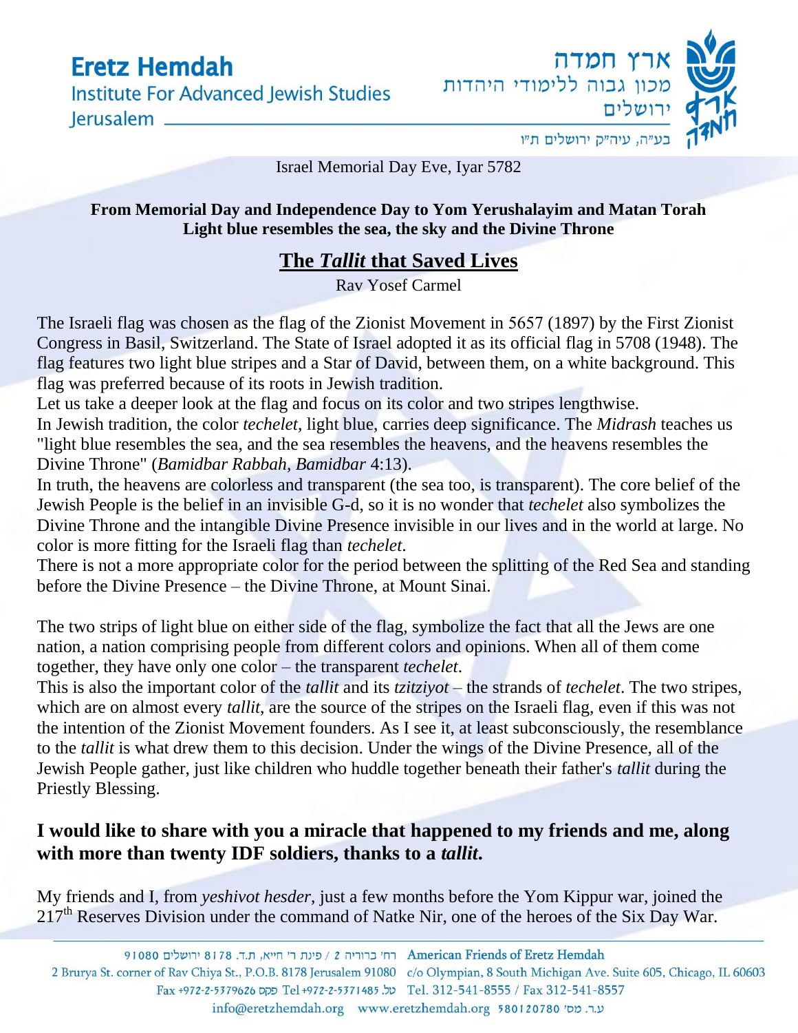Israel Memorial Day Eve, Iyar 5782

**From Memorial Day and Independence Day to Yom Yerushalayim and Matan Torah**
**Light blue resembles the sea, the sky and the Divine Throne**

# The *Tallit* that Saved Lives

Rav Yosef Carmel

The Israeli flag was chosen as the flag of the Zionist Movement in 5657 (1897) by the First Zionist Congress in Basil, Switzerland. The State of Israel adopted it as its official flag in 5708 (1948). The flag features two light blue stripes and a Star of David, between them, on a white background. This flag was preferred because of its roots in Jewish tradition.

Let us take a deeper look at the flag and focus on its color and two stripes lengthwise.

In Jewish tradition, the color *techelet*, light blue, carries deep significance. The *Midrash* teaches us "light blue resembles the sea, and the sea resembles the heavens, and the heavens resembles the Divine Throne" (*Bamidbar Rabbah, Bamidbar* 4:13).

In truth, the heavens are colorless and transparent (the sea too, is transparent). The core belief of the Jewish People is the belief in an invisible G-d, so it is no wonder that *techelet* also symbolizes the Divine Throne and the intangible Divine Presence invisible in our lives and in the world at large. No color is more fitting for the Israeli flag than *techelet*.

There is not a more appropriate color for the period between the splitting of the Red Sea and standing before the Divine Presence – the Divine Throne, at Mount Sinai.

The two strips of light blue on either side of the flag, symbolize the fact that all the Jews are one nation, a nation comprising people from different colors and opinions. When all of them come together, they have only one color – the transparent *techelet*.

This is also the important color of the *tallit* and its *tzitziyot* – the strands of *techelet*. The two stripes, which are on almost every *tallit*, are the source of the stripes on the Israeli flag, even if this was not the intention of the Zionist Movement founders. As I see it, at least subconsciously, the resemblance to the *tallit* is what drew them to this decision. Under the wings of the Divine Presence, all of the Jewish People gather, just like children who huddle together beneath their father's *tallit* during the Priestly Blessing.

### I would like to share with you a miracle that happened to my friends and me, along with more than twenty IDF soldiers, thanks to a *tallit*.

My friends and I, from *yeshivot hesder*, just a few months before the Yom Kippur war, joined the 217th Reserves Division under the command of Natke Nir, one of the heroes of the Six Day War.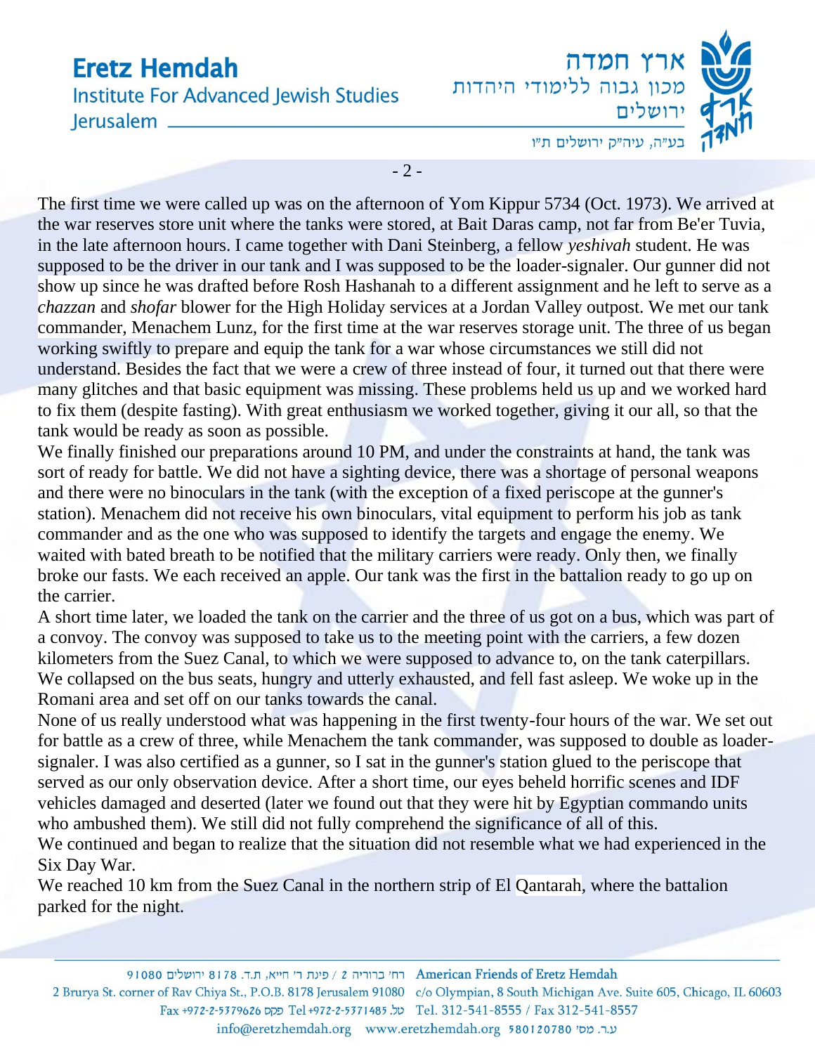The first time we were called up was on the afternoon of Yom Kippur 5734 (Oct. 1973). We arrived at the war reserves store unit where the tanks were stored, at Bait Daras camp, not far from Be'er Tuvia, in the late afternoon hours. I came together with Dani Steinberg, a fellow *yeshivah* student. He was supposed to be the driver in our tank and I was supposed to be the loader-signaler. Our gunner did not show up since he was drafted before Rosh Hashanah to a different assignment and he left to serve as a *chazzan* and *shofar* blower for the High Holiday services at a Jordan Valley outpost. We met our tank commander, Menachem Lunz, for the first time at the war reserves storage unit. The three of us began working swiftly to prepare and equip the tank for a war whose circumstances we still did not understand. Besides the fact that we were a crew of three instead of four, it turned out that there were many glitches and that basic equipment was missing. These problems held us up and we worked hard to fix them (despite fasting). With great enthusiasm we worked together, giving it our all, so that the tank would be ready as soon as possible.

We finally finished our preparations around 10 PM, and under the constraints at hand, the tank was sort of ready for battle. We did not have a sighting device, there was a shortage of personal weapons and there were no binoculars in the tank (with the exception of a fixed periscope at the gunner's station). Menachem did not receive his own binoculars, vital equipment to perform his job as tank commander and as the one who was supposed to identify the targets and engage the enemy. We waited with bated breath to be notified that the military carriers were ready. Only then, we finally broke our fasts. We each received an apple. Our tank was the first in the battalion ready to go up on the carrier.

A short time later, we loaded the tank on the carrier and the three of us got on a bus, which was part of a convoy. The convoy was supposed to take us to the meeting point with the carriers, a few dozen kilometers from the Suez Canal, to which we were supposed to advance to, on the tank caterpillars. We collapsed on the bus seats, hungry and utterly exhausted, and fell fast asleep. We woke up in the Romani area and set off on our tanks towards the canal.

None of us really understood what was happening in the first twenty-four hours of the war. We set out for battle as a crew of three, while Menachem the tank commander, was supposed to double as loader-signaler. I was also certified as a gunner, so I sat in the gunner's station glued to the periscope that served as our only observation device. After a short time, our eyes beheld horrific scenes and IDF vehicles damaged and deserted (later we found out that they were hit by Egyptian commando units who ambushed them). We still did not fully comprehend the significance of all of this.

We continued and began to realize that the situation did not resemble what we had experienced in the Six Day War.

We reached 10 km from the Suez Canal in the northern strip of El Qantarah, where the battalion parked for the night.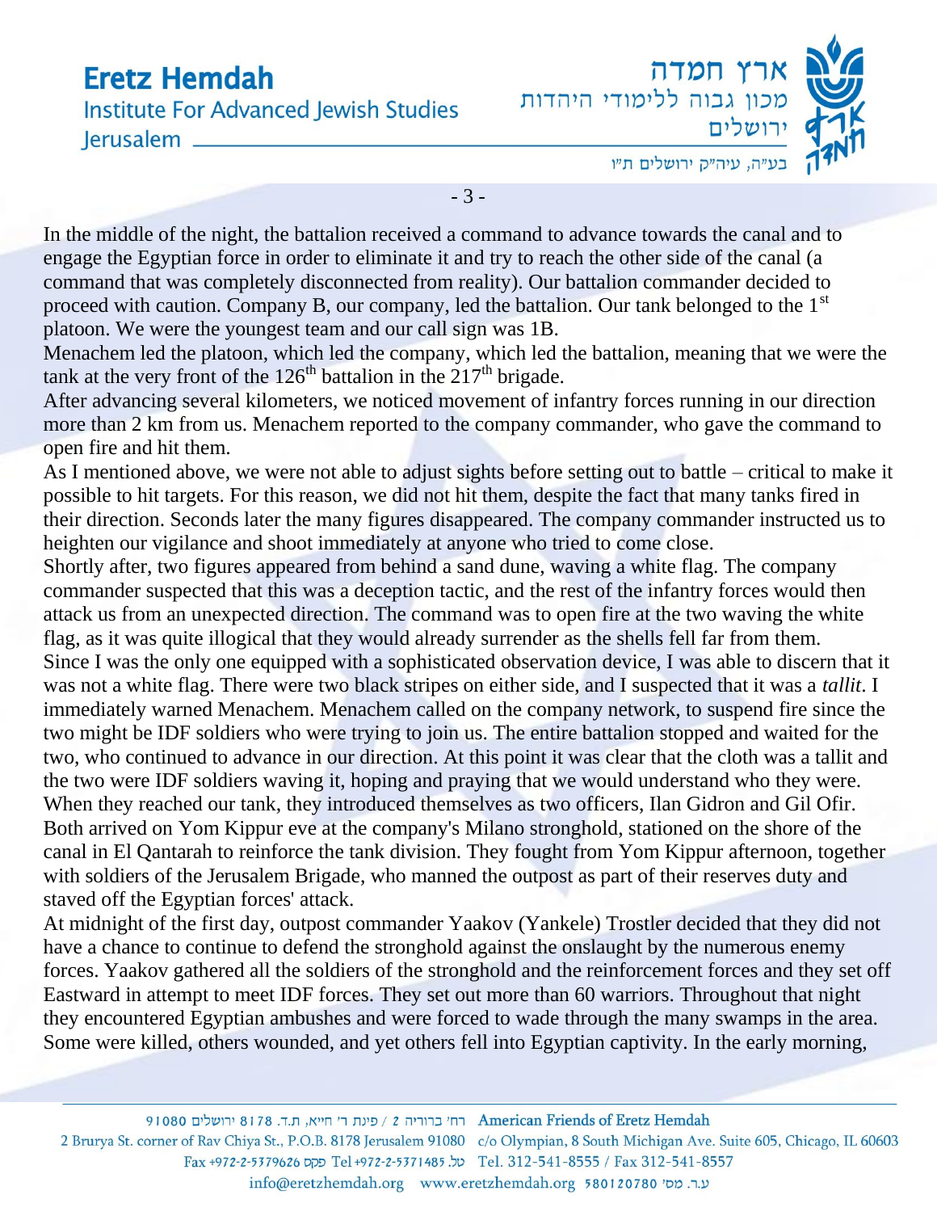In the middle of the night, the battalion received a command to advance towards the canal and to engage the Egyptian force in order to eliminate it and try to reach the other side of the canal (a command that was completely disconnected from reality). Our battalion commander decided to proceed with caution. Company B, our company, led the battalion. Our tank belonged to the 1st platoon. We were the youngest team and our call sign was 1B.

Menachem led the platoon, which led the company, which led the battalion, meaning that we were the tank at the very front of the 126th battalion in the 217th brigade.

After advancing several kilometers, we noticed movement of infantry forces running in our direction more than 2 km from us. Menachem reported to the company commander, who gave the command to open fire and hit them.

As I mentioned above, we were not able to adjust sights before setting out to battle – critical to make it possible to hit targets. For this reason, we did not hit them, despite the fact that many tanks fired in their direction. Seconds later the many figures disappeared. The company commander instructed us to heighten our vigilance and shoot immediately at anyone who tried to come close.

Shortly after, two figures appeared from behind a sand dune, waving a white flag. The company commander suspected that this was a deception tactic, and the rest of the infantry forces would then attack us from an unexpected direction. The command was to open fire at the two waving the white flag, as it was quite illogical that they would already surrender as the shells fell far from them.

Since I was the only one equipped with a sophisticated observation device, I was able to discern that it was not a white flag. There were two black stripes on either side, and I suspected that it was a *tallit*. I immediately warned Menachem. Menachem called on the company network, to suspend fire since the two might be IDF soldiers who were trying to join us. The entire battalion stopped and waited for the two, who continued to advance in our direction. At this point it was clear that the cloth was a tallit and the two were IDF soldiers waving it, hoping and praying that we would understand who they were.

When they reached our tank, they introduced themselves as two officers, Ilan Gidron and Gil Ofir. Both arrived on Yom Kippur eve at the company's Milano stronghold, stationed on the shore of the canal in El Qantarah to reinforce the tank division. They fought from Yom Kippur afternoon, together with soldiers of the Jerusalem Brigade, who manned the outpost as part of their reserves duty and staved off the Egyptian forces' attack.

At midnight of the first day, outpost commander Yaakov (Yankele) Trostler decided that they did not have a chance to continue to defend the stronghold against the onslaught by the numerous enemy forces. Yaakov gathered all the soldiers of the stronghold and the reinforcement forces and they set off Eastward in attempt to meet IDF forces. They set out more than 60 warriors. Throughout that night they encountered Egyptian ambushes and were forced to wade through the many swamps in the area. Some were killed, others wounded, and yet others fell into Egyptian captivity. In the early morning,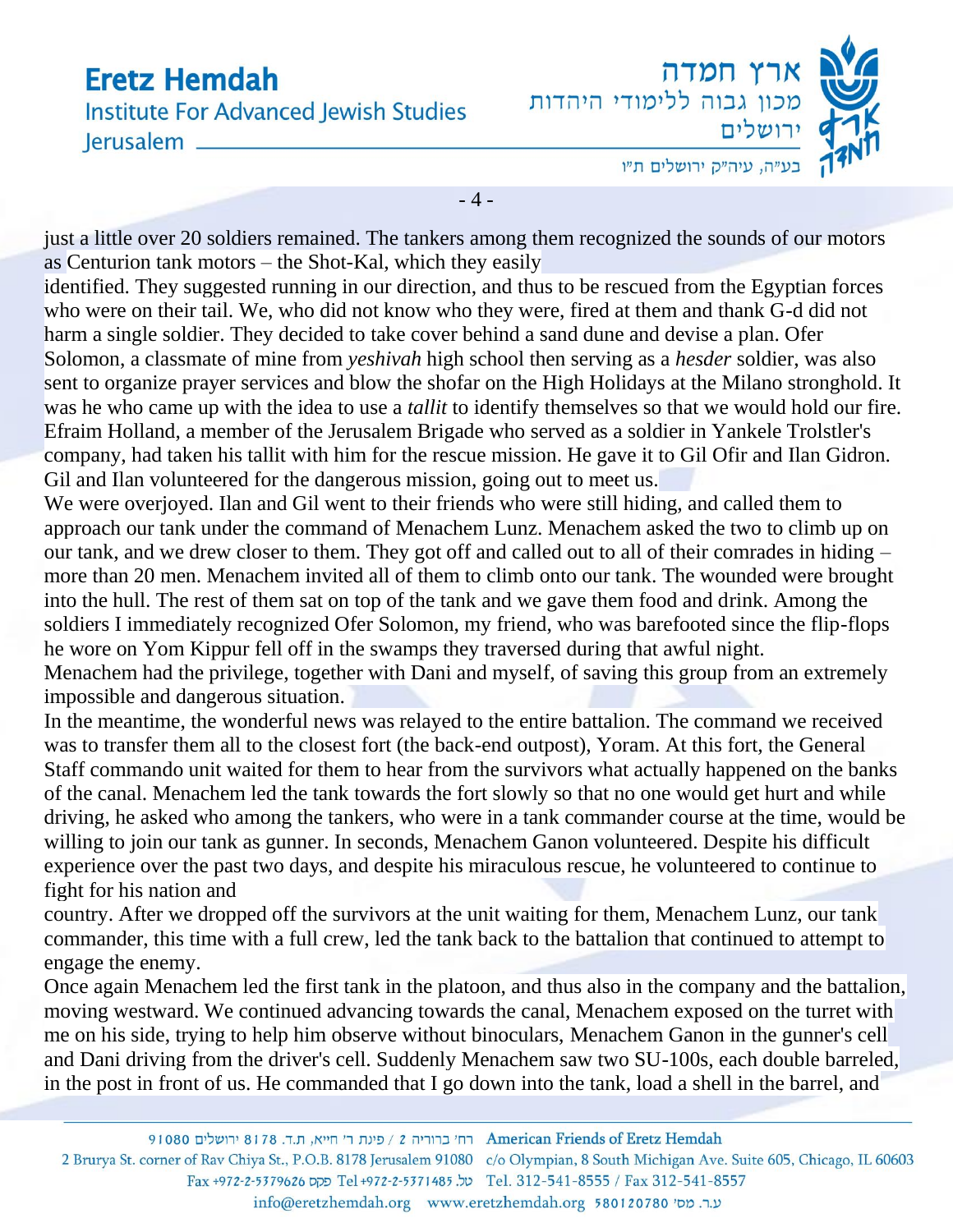just a little over 20 soldiers remained. The tankers among them recognized the sounds of our motors as Centurion tank motors – the Shot-Kal, which they easily identified. They suggested running in our direction, and thus to be rescued from the Egyptian forces who were on their tail. We, who did not know who they were, fired at them and thank G-d did not harm a single soldier. They decided to take cover behind a sand dune and devise a plan. Ofer Solomon, a classmate of mine from *yeshivah* high school then serving as a *hesder* soldier, was also sent to organize prayer services and blow the shofar on the High Holidays at the Milano stronghold. It was he who came up with the idea to use a *tallit* to identify themselves so that we would hold our fire. Efraim Holland, a member of the Jerusalem Brigade who served as a soldier in Yankele Trolstler's company, had taken his tallit with him for the rescue mission. He gave it to Gil Ofir and Ilan Gidron. Gil and Ilan volunteered for the dangerous mission, going out to meet us.

We were overjoyed. Ilan and Gil went to their friends who were still hiding, and called them to approach our tank under the command of Menachem Lunz. Menachem asked the two to climb up on our tank, and we drew closer to them. They got off and called out to all of their comrades in hiding – more than 20 men. Menachem invited all of them to climb onto our tank. The wounded were brought into the hull. The rest of them sat on top of the tank and we gave them food and drink. Among the soldiers I immediately recognized Ofer Solomon, my friend, who was barefooted since the flip-flops he wore on Yom Kippur fell off in the swamps they traversed during that awful night.

Menachem had the privilege, together with Dani and myself, of saving this group from an extremely impossible and dangerous situation.

In the meantime, the wonderful news was relayed to the entire battalion. The command we received was to transfer them all to the closest fort (the back-end outpost), Yoram. At this fort, the General Staff commando unit waited for them to hear from the survivors what actually happened on the banks of the canal. Menachem led the tank towards the fort slowly so that no one would get hurt and while driving, he asked who among the tankers, who were in a tank commander course at the time, would be willing to join our tank as gunner. In seconds, Menachem Ganon volunteered. Despite his difficult experience over the past two days, and despite his miraculous rescue, he volunteered to continue to fight for his nation and country. After we dropped off the survivors at the unit waiting for them, Menachem Lunz, our tank commander, this time with a full crew, led the tank back to the battalion that continued to attempt to engage the enemy.

Once again Menachem led the first tank in the platoon, and thus also in the company and the battalion, moving westward. We continued advancing towards the canal, Menachem exposed on the turret with me on his side, trying to help him observe without binoculars, Menachem Ganon in the gunner's cell and Dani driving from the driver's cell. Suddenly Menachem saw two SU-100s, each double barreled, in the post in front of us. He commanded that I go down into the tank, load a shell in the barrel, and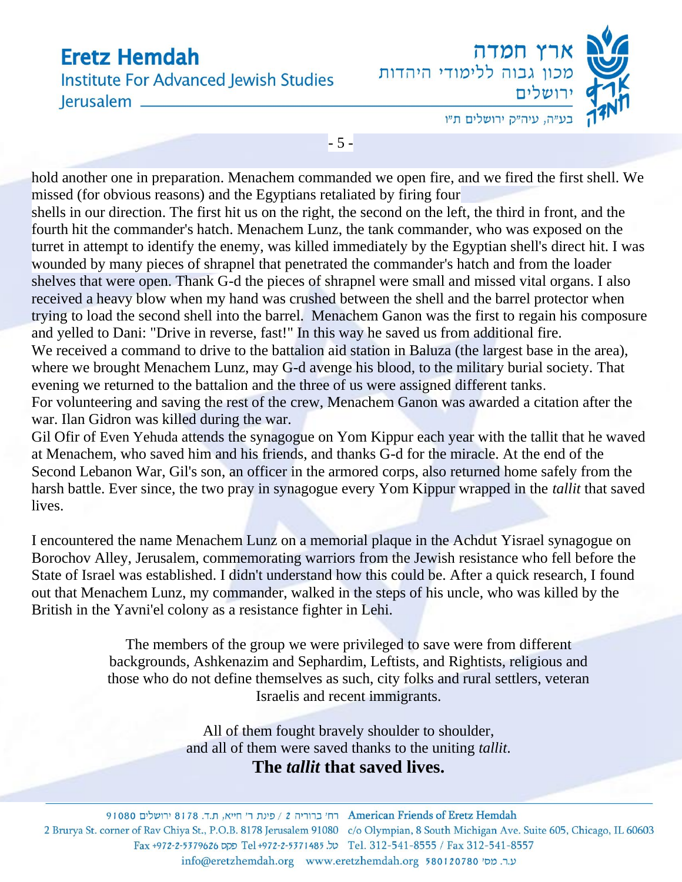hold another one in preparation. Menachem commanded we open fire, and we fired the first shell. We missed (for obvious reasons) and the Egyptians retaliated by firing four shells in our direction. The first hit us on the right, the second on the left, the third in front, and the fourth hit the commander's hatch. Menachem Lunz, the tank commander, who was exposed on the turret in attempt to identify the enemy, was killed immediately by the Egyptian shell's direct hit. I was wounded by many pieces of shrapnel that penetrated the commander's hatch and from the loader shelves that were open. Thank G-d the pieces of shrapnel were small and missed vital organs. I also received a heavy blow when my hand was crushed between the shell and the barrel protector when trying to load the second shell into the barrel. Menachem Ganon was the first to regain his composure and yelled to Dani: "Drive in reverse, fast!" In this way he saved us from additional fire.
We received a command to drive to the battalion aid station in Baluza (the largest base in the area), where we brought Menachem Lunz, may G-d avenge his blood, to the military burial society. That evening we returned to the battalion and the three of us were assigned different tanks.
For volunteering and saving the rest of the crew, Menachem Ganon was awarded a citation after the war. Ilan Gidron was killed during the war.
Gil Ofir of Even Yehuda attends the synagogue on Yom Kippur each year with the tallit that he waved at Menachem, who saved him and his friends, and thanks G-d for the miracle. At the end of the Second Lebanon War, Gil's son, an officer in the armored corps, also returned home safely from the harsh battle. Ever since, the two pray in synagogue every Yom Kippur wrapped in the *tallit* that saved lives.

I encountered the name Menachem Lunz on a memorial plaque in the Achdut Yisrael synagogue on Borochov Alley, Jerusalem, commemorating warriors from the Jewish resistance who fell before the State of Israel was established. I didn't understand how this could be. After a quick research, I found out that Menachem Lunz, my commander, walked in the steps of his uncle, who was killed by the British in the Yavni'el colony as a resistance fighter in Lehi.

The members of the group we were privileged to save were from different backgrounds, Ashkenazim and Sephardim, Leftists, and Rightists, religious and those who do not define themselves as such, city folks and rural settlers, veteran Israelis and recent immigrants.

All of them fought bravely shoulder to shoulder,
and all of them were saved thanks to the uniting *tallit*.

**The *tallit* that saved lives.**